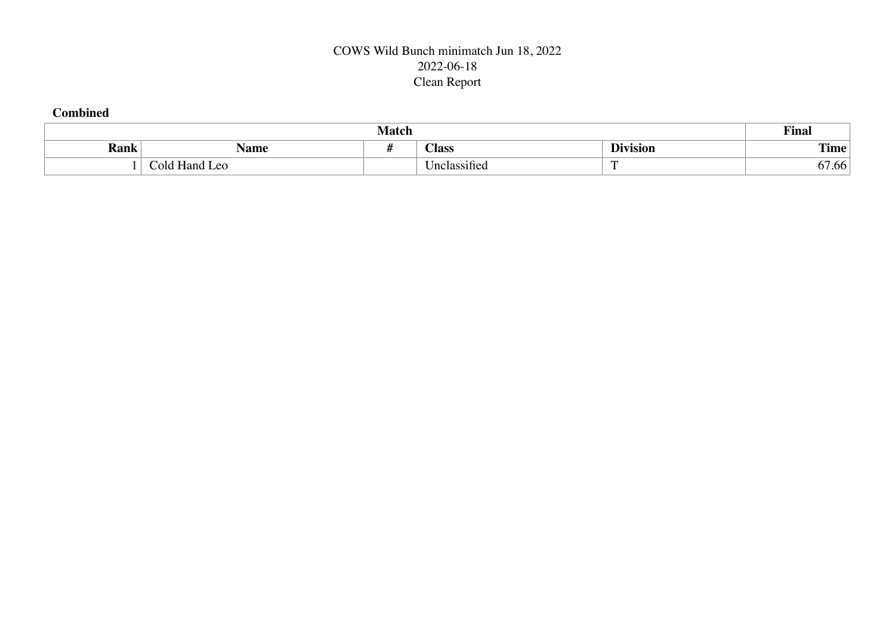COWS Wild Bunch minimatch Jun 18, 2022

2022-06-18

Clean Report

**Combined**

| Match | | | | | Final |
|---|---|---|---|---|---|
| **Rank** | **Name** | **#** | **Class** | **Division** | **Time** |
| 1 | Cold Hand Leo | | Unclassified | T | 67.66 |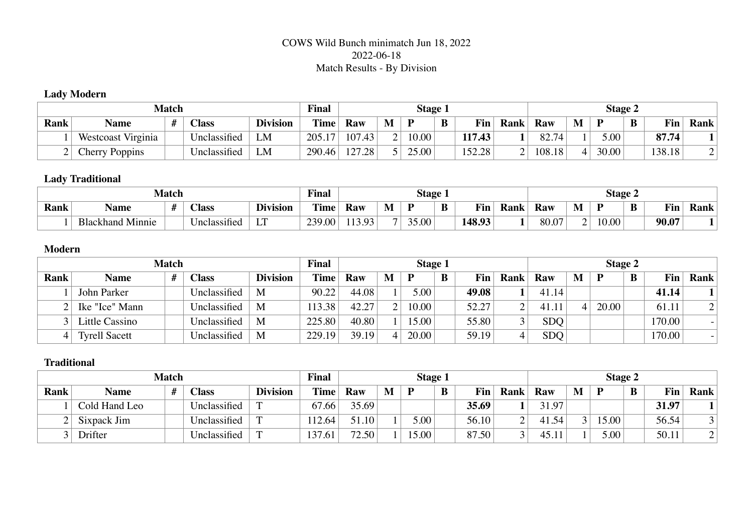COWS Wild Bunch minimatch Jun 18, 2022
2022-06-18
Match Results - By Division

**Lady Modern**

| Match | | | | | Final | Stage 1 | | | | | | Stage 2 | | | | | |
|---|---|---|---|---|---|---|---|---|---|---|---|---|---|---|---|---|---|
| Rank | Name | # | Class | Division | Time | Raw | M | P | B | Fin | Rank | Raw | M | P | B | Fin | Rank |
| 1 | Westcoast Virginia | | Unclassified | LM | 205.17 | 107.43 | 2 | 10.00 | | **117.43** | 1 | 82.74 | 1 | 5.00 | | **87.74** | 1 |
| 2 | Cherry Poppins | | Unclassified | LM | 290.46 | 127.28 | 5 | 25.00 | | 152.28 | 2 | 108.18 | 4 | 30.00 | | 138.18 | 2 |

**Lady Traditional**

| Match | | | | | Final | Stage 1 | | | | | | Stage 2 | | | | | |
|---|---|---|---|---|---|---|---|---|---|---|---|---|---|---|---|---|---|
| Rank | Name | # | Class | Division | Time | Raw | M | P | B | Fin | Rank | Raw | M | P | B | Fin | Rank |
| 1 | Blackhand Minnie | | Unclassified | LT | 239.00 | 113.93 | 7 | 35.00 | | **148.93** | 1 | 80.07 | 2 | 10.00 | | **90.07** | 1 |

**Modern**

| Match | | | | | Final | Stage 1 | | | | | | Stage 2 | | | | | |
|---|---|---|---|---|---|---|---|---|---|---|---|---|---|---|---|---|---|
| Rank | Name | # | Class | Division | Time | Raw | M | P | B | Fin | Rank | Raw | M | P | B | Fin | Rank |
| 1 | John Parker | | Unclassified | M | 90.22 | 44.08 | 1 | 5.00 | | **49.08** | 1 | 41.14 | | | | **41.14** | 1 |
| 2 | Ike "Ice" Mann | | Unclassified | M | 113.38 | 42.27 | 2 | 10.00 | | 52.27 | 2 | 41.11 | 4 | 20.00 | | 61.11 | 2 |
| 3 | Little Cassino | | Unclassified | M | 225.80 | 40.80 | 1 | 15.00 | | 55.80 | 3 | SDQ | | | | 170.00 | - |
| 4 | Tyrell Sacett | | Unclassified | M | 229.19 | 39.19 | 4 | 20.00 | | 59.19 | 4 | SDQ | | | | 170.00 | - |

**Traditional**

| Match | | | | | Final | Stage 1 | | | | | | Stage 2 | | | | | |
|---|---|---|---|---|---|---|---|---|---|---|---|---|---|---|---|---|---|
| Rank | Name | # | Class | Division | Time | Raw | M | P | B | Fin | Rank | Raw | M | P | B | Fin | Rank |
| 1 | Cold Hand Leo | | Unclassified | T | 67.66 | 35.69 | | | | **35.69** | 1 | 31.97 | | | | **31.97** | 1 |
| 2 | Sixpack Jim | | Unclassified | T | 112.64 | 51.10 | 1 | 5.00 | | 56.10 | 2 | 41.54 | 3 | 15.00 | | 56.54 | 3 |
| 3 | Drifter | | Unclassified | T | 137.61 | 72.50 | 1 | 15.00 | | 87.50 | 3 | 45.11 | 1 | 5.00 | | 50.11 | 2 |